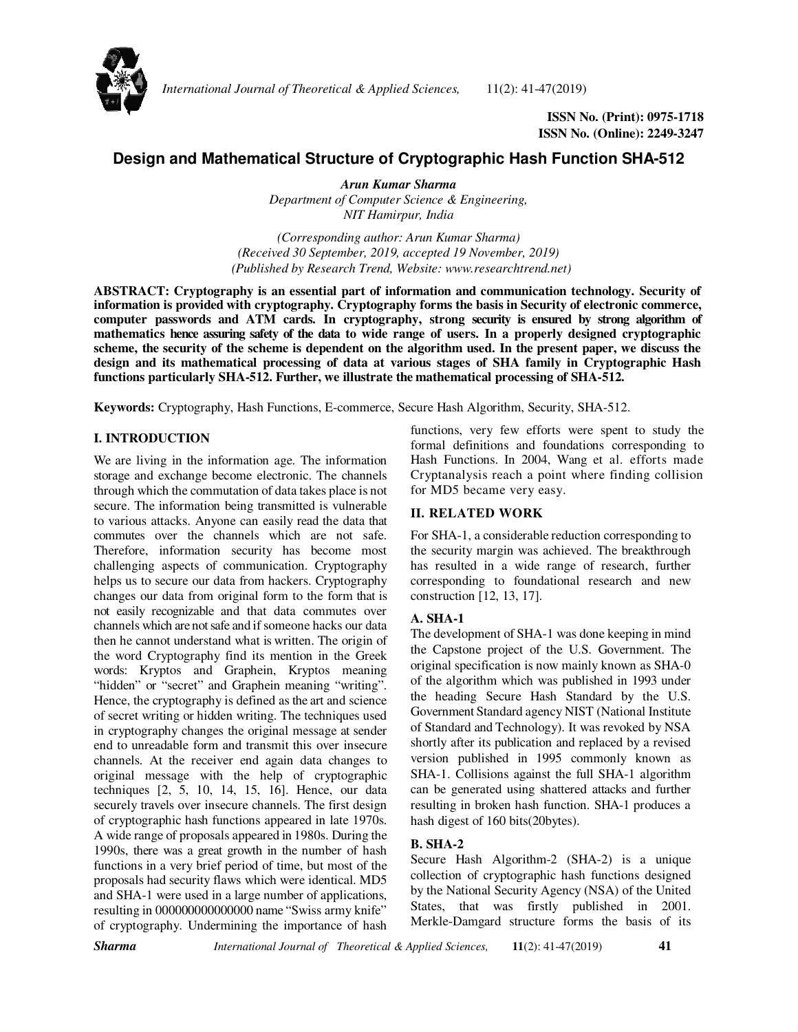# Design and Mathematical Structure of Cryptographic Hash Function SHA-512

***Arun Kumar Sharma***
*Department of Computer Science & Engineering,*
*NIT Hamirpur, India*

*(Corresponding author: Arun Kumar Sharma)*
*(Received 30 September, 2019, accepted 19 November, 2019)*
*(Published by Research Trend, Website: www.researchtrend.net)*

**ABSTRACT: Cryptography is an essential part of information and communication technology. Security of information is provided with cryptography. Cryptography forms the basis in Security of electronic commerce, computer passwords and ATM cards. In cryptography, strong security is ensured by strong algorithm of mathematics hence assuring safety of the data to wide range of users. In a properly designed cryptographic scheme, the security of the scheme is dependent on the algorithm used. In the present paper, we discuss the design and its mathematical processing of data at various stages of SHA family in Cryptographic Hash functions particularly SHA-512. Further, we illustrate the mathematical processing of SHA-512.**

**Keywords:** Cryptography, Hash Functions, E-commerce, Secure Hash Algorithm, Security, SHA-512.

## I. INTRODUCTION

We are living in the information age. The information storage and exchange become electronic. The channels through which the commutation of data takes place is not secure. The information being transmitted is vulnerable to various attacks. Anyone can easily read the data that commutes over the channels which are not safe. Therefore, information security has become most challenging aspects of communication. Cryptography helps us to secure our data from hackers. Cryptography changes our data from original form to the form that is not easily recognizable and that data commutes over channels which are not safe and if someone hacks our data then he cannot understand what is written. The origin of the word Cryptography find its mention in the Greek words: Kryptos and Graphein, Kryptos meaning "hidden" or "secret" and Graphein meaning "writing". Hence, the cryptography is defined as the art and science of secret writing or hidden writing. The techniques used in cryptography changes the original message at sender end to unreadable form and transmit this over insecure channels. At the receiver end again data changes to original message with the help of cryptographic techniques [2, 5, 10, 14, 15, 16]. Hence, our data securely travels over insecure channels. The first design of cryptographic hash functions appeared in late 1970s. A wide range of proposals appeared in 1980s. During the 1990s, there was a great growth in the number of hash functions in a very brief period of time, but most of the proposals had security flaws which were identical. MD5 and SHA-1 were used in a large number of applications, resulting in 000000000000000 name "Swiss army knife" of cryptography. Undermining the importance of hash functions, very few efforts were spent to study the formal definitions and foundations corresponding to Hash Functions. In 2004, Wang et al. efforts made Cryptanalysis reach a point where finding collision for MD5 became very easy.

## II. RELATED WORK

For SHA-1, a considerable reduction corresponding to the security margin was achieved. The breakthrough has resulted in a wide range of research, further corresponding to foundational research and new construction [12, 13, 17].

### A. SHA-1

The development of SHA-1 was done keeping in mind the Capstone project of the U.S. Government. The original specification is now mainly known as SHA-0 of the algorithm which was published in 1993 under the heading Secure Hash Standard by the U.S. Government Standard agency NIST (National Institute of Standard and Technology). It was revoked by NSA shortly after its publication and replaced by a revised version published in 1995 commonly known as SHA-1. Collisions against the full SHA-1 algorithm can be generated using shattered attacks and further resulting in broken hash function. SHA-1 produces a hash digest of 160 bits(20bytes).

### B. SHA-2

Secure Hash Algorithm-2 (SHA-2) is a unique collection of cryptographic hash functions designed by the National Security Agency (NSA) of the United States, that was firstly published in 2001. Merkle-Damgard structure forms the basis of its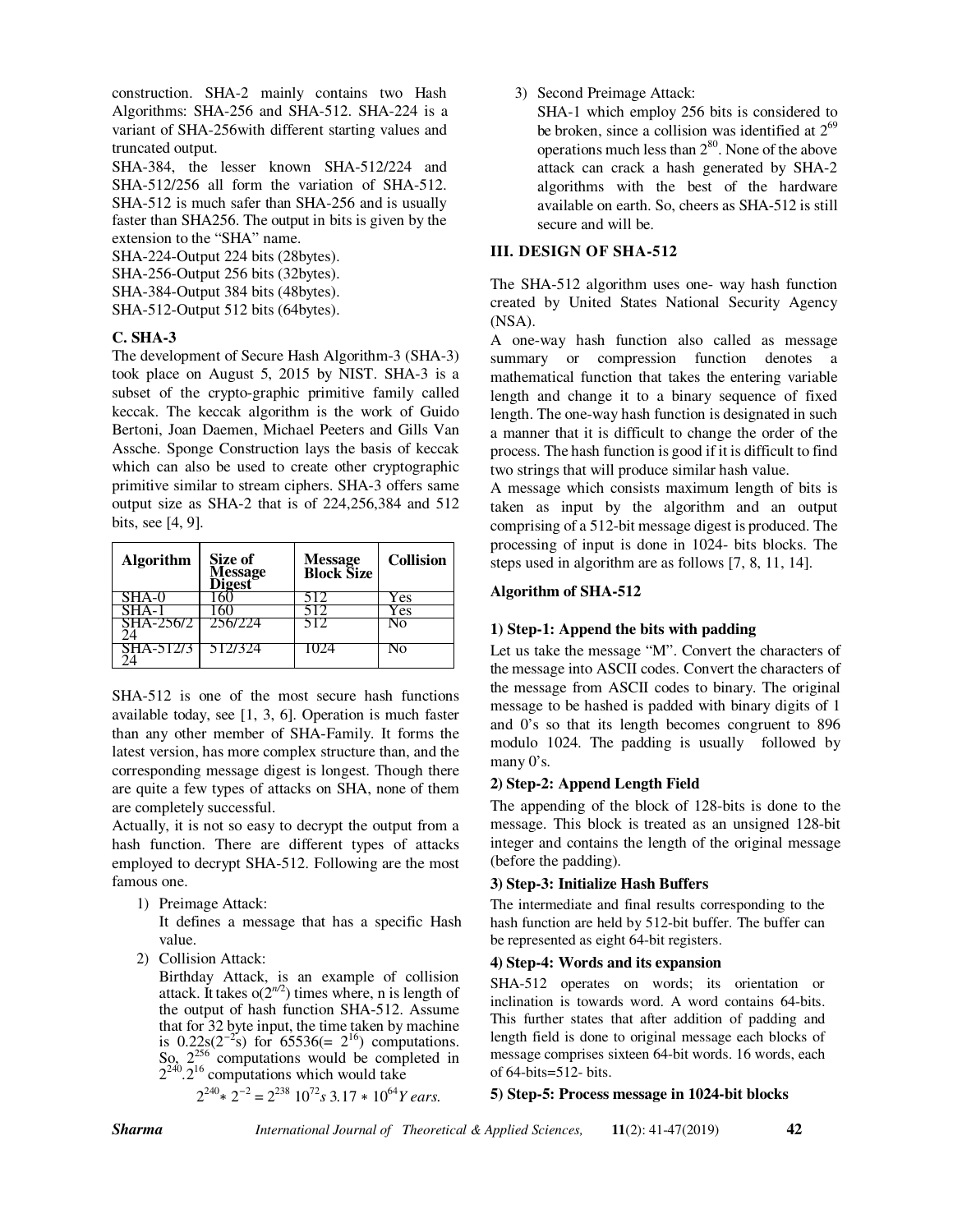construction. SHA-2 mainly contains two Hash Algorithms: SHA-256 and SHA-512. SHA-224 is a variant of SHA-256with different starting values and truncated output.

SHA-384, the lesser known SHA-512/224 and SHA-512/256 all form the variation of SHA-512. SHA-512 is much safer than SHA-256 and is usually faster than SHA256. The output in bits is given by the extension to the "SHA" name.

SHA-224-Output 224 bits (28bytes).
SHA-256-Output 256 bits (32bytes).
SHA-384-Output 384 bits (48bytes).
SHA-512-Output 512 bits (64bytes).

### C. SHA-3

The development of Secure Hash Algorithm-3 (SHA-3) took place on August 5, 2015 by NIST. SHA-3 is a subset of the crypto-graphic primitive family called keccak. The keccak algorithm is the work of Guido Bertoni, Joan Daemen, Michael Peeters and Gills Van Assche. Sponge Construction lays the basis of keccak which can also be used to create other cryptographic primitive similar to stream ciphers. SHA-3 offers same output size as SHA-2 that is of 224,256,384 and 512 bits, see [4, 9].

| Algorithm | Size of Message Digest | Message Block Size | Collision |
|---|---|---|---|
| SHA-0 | 160 | 512 | Yes |
| SHA-1 | 160 | 512 | Yes |
| SHA-256/224 | 256/224 | 512 | No |
| SHA-512/324 | 512/324 | 1024 | No |

SHA-512 is one of the most secure hash functions available today, see [1, 3, 6]. Operation is much faster than any other member of SHA-Family. It forms the latest version, has more complex structure than, and the corresponding message digest is longest. Though there are quite a few types of attacks on SHA, none of them are completely successful.

Actually, it is not so easy to decrypt the output from a hash function. There are different types of attacks employed to decrypt SHA-512. Following are the most famous one.

1) Preimage Attack:
   It defines a message that has a specific Hash value.
2) Collision Attack:
   Birthday Attack, is an example of collision attack. It takes $o(2^{n/2})$ times where, n is length of the output of hash function SHA-512. Assume that for 32 byte input, the time taken by machine is $0.22s(2^{-2}s)$ for $65536(= 2^{16})$ computations. So, $2^{256}$ computations would be completed in $2^{240}.2^{16}$ computations which would take
   $$2^{240} * 2^{-2} = 2^{238}\ 10^{72}s\ 3.17 * 10^{64} Years.$$
3) Second Preimage Attack:
   SHA-1 which employ 256 bits is considered to be broken, since a collision was identified at $2^{69}$ operations much less than $2^{80}$. None of the above attack can crack a hash generated by SHA-2 algorithms with the best of the hardware available on earth. So, cheers as SHA-512 is still secure and will be.

## III. DESIGN OF SHA-512

The SHA-512 algorithm uses one- way hash function created by United States National Security Agency (NSA).

A one-way hash function also called as message summary or compression function denotes a mathematical function that takes the entering variable length and change it to a binary sequence of fixed length. The one-way hash function is designated in such a manner that it is difficult to change the order of the process. The hash function is good if it is difficult to find two strings that will produce similar hash value.

A message which consists maximum length of bits is taken as input by the algorithm and an output comprising of a 512-bit message digest is produced. The processing of input is done in 1024- bits blocks. The steps used in algorithm are as follows [7, 8, 11, 14].

### Algorithm of SHA-512

#### 1) Step-1: Append the bits with padding

Let us take the message "M". Convert the characters of the message into ASCII codes. Convert the characters of the message from ASCII codes to binary. The original message to be hashed is padded with binary digits of 1 and 0's so that its length becomes congruent to 896 modulo 1024. The padding is usually followed by many 0's.

#### 2) Step-2: Append Length Field

The appending of the block of 128-bits is done to the message. This block is treated as an unsigned 128-bit integer and contains the length of the original message (before the padding).

#### 3) Step-3: Initialize Hash Buffers

The intermediate and final results corresponding to the hash function are held by 512-bit buffer. The buffer can be represented as eight 64-bit registers.

#### 4) Step-4: Words and its expansion

SHA-512 operates on words; its orientation or inclination is towards word. A word contains 64-bits. This further states that after addition of padding and length field is done to original message each blocks of message comprises sixteen 64-bit words. 16 words, each of 64-bits=512- bits.

#### 5) Step-5: Process message in 1024-bit blocks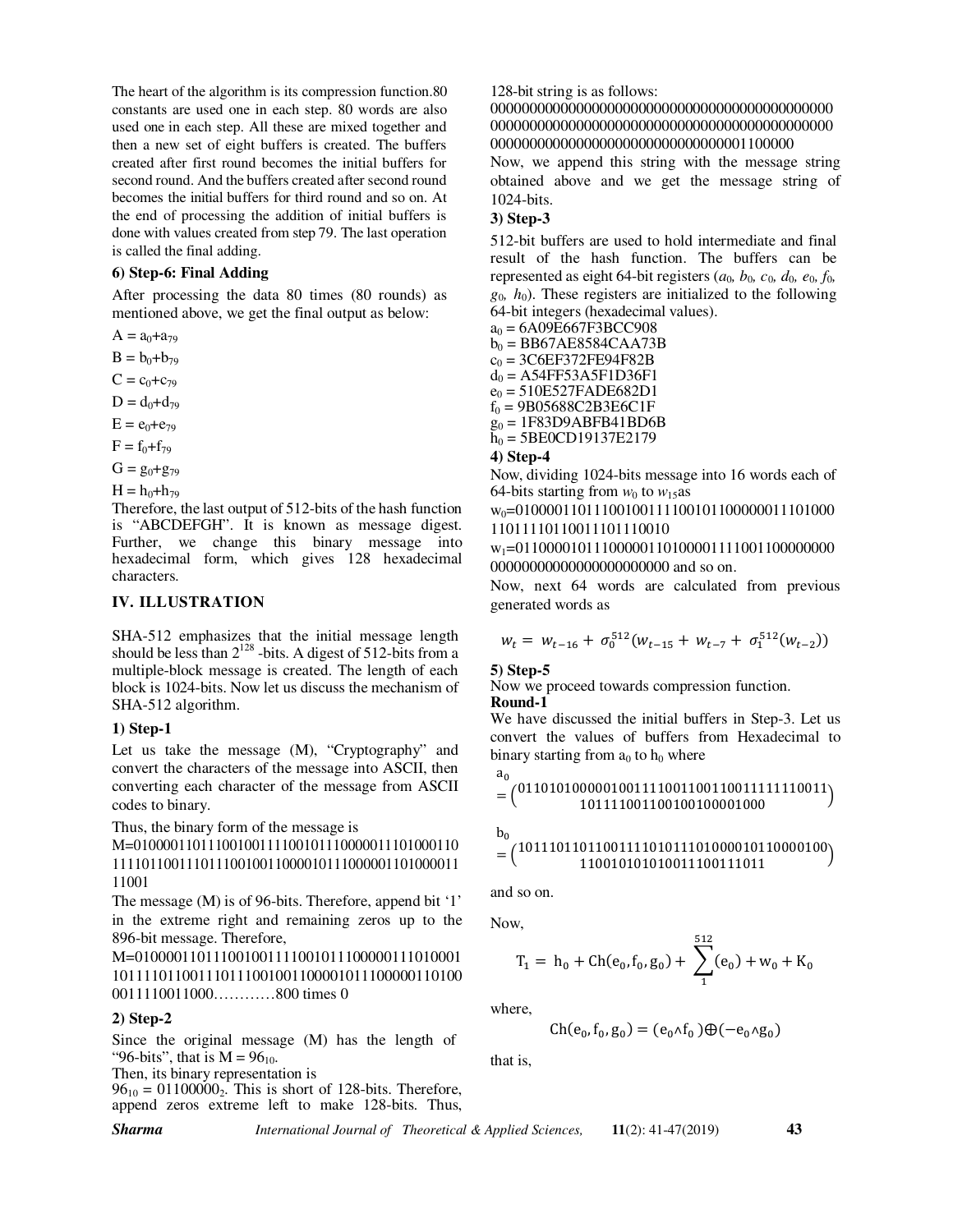The heart of the algorithm is its compression function.80 constants are used one in each step. 80 words are also used one in each step. All these are mixed together and then a new set of eight buffers is created. The buffers created after first round becomes the initial buffers for second round. And the buffers created after second round becomes the initial buffers for third round and so on. At the end of processing the addition of initial buffers is done with values created from step 79. The last operation is called the final adding.

### 6) Step-6: Final Adding

After processing the data 80 times (80 rounds) as mentioned above, we get the final output as below:

$A = a_0+a_{79}$

$B = b_0+b_{79}$

$C = c_0+c_{79}$

$D = d_0+d_{79}$

$E = e_0+e_{79}$

$F = f_0+f_{79}$

$G = g_0+g_{79}$

$H = h_0+h_{79}$

Therefore, the last output of 512-bits of the hash function is "ABCDEFGH". It is known as message digest. Further, we change this binary message into hexadecimal form, which gives 128 hexadecimal characters.

## IV. ILLUSTRATION

SHA-512 emphasizes that the initial message length should be less than $2^{128}$ -bits. A digest of 512-bits from a multiple-block message is created. The length of each block is 1024-bits. Now let us discuss the mechanism of SHA-512 algorithm.

### 1) Step-1

Let us take the message (M), "Cryptography" and convert the characters of the message into ASCII, then converting each character of the message from ASCII codes to binary.

Thus, the binary form of the message is

M=0100001101110010011110010111000001110100011011110110011101110010011000010111000001101000111001

The message (M) is of 96-bits. Therefore, append bit '1' in the extreme right and remaining zeros up to the 896-bit message. Therefore,

M=01000011011100100111100101110000011101000110111101100111011100100110000101110000011010000111100110001…………800 times 0

### 2) Step-2

Since the original message (M) has the length of "96-bits", that is $M = 96_{10}$.

Then, its binary representation is

$96_{10} = 01100000_2$. This is short of 128-bits. Therefore, append zeros extreme left to make 128-bits. Thus, 128-bit string is as follows:

00000000000000000000000000000000000000000000000000000000000000000000000000000000000000000000000000000000000000000000000001100000

Now, we append this string with the message string obtained above and we get the message string of 1024-bits.

### 3) Step-3

512-bit buffers are used to hold intermediate and final result of the hash function. The buffers can be represented as eight 64-bit registers ($a_0$, $b_0$, $c_0$, $d_0$, $e_0$, $f_0$, $g_0$, $h_0$). These registers are initialized to the following 64-bit integers (hexadecimal values).

$a_0$ = 6A09E667F3BCC908

$b_0$ = BB67AE8584CAA73B

$c_0$ = 3C6EF372FE94F82B

$d_0$ = A54FF53A5F1D36F1

$e_0$ = 510E527FADE682D1

$f_0$ = 9B05688C2B3E6C1F

$g_0$ = 1F83D9ABFB41BD6B

$h_0$ = 5BE0CD19137E2179

### 4) Step-4

Now, dividing 1024-bits message into 16 words each of 64-bits starting from $w_0$ to $w_{15}$ as

$w_0$=0100001101110010011110010111000001110100011011110110011101110010

$w_1$=0110000101110000011010000111100110000000000000000000000000000000 and so on.

Now, next 64 words are calculated from previous generated words as

$$w_t = w_{t-16} + \sigma_0^{512}(w_{t-15} + w_{t-7} + \sigma_1^{512}(w_{t-2}))$$

### 5) Step-5

Now we proceed towards compression function.

**Round-1**

We have discussed the initial buffers in Step-3. Let us convert the values of buffers from Hexadecimal to binary starting from $a_0$ to $h_0$ where

$$a_0 = \begin{pmatrix} 0110101000001001111001100111111110011 \\ 1011110011001001000001000 \end{pmatrix}$$

$$b_0 = \begin{pmatrix} 1011101101100111101011101000010110000100 \\ 1100101010100111001111011 \end{pmatrix}$$

and so on.

Now,

$$T_1 = h_0 + \mathrm{Ch}(e_0, f_0, g_0) + \sum_1^{512}(e_0) + w_0 + K_0$$

where,

$$\mathrm{Ch}(e_0, f_0, g_0) = (e_0 \wedge f_0) \oplus (-e_0 \wedge g_0)$$

that is,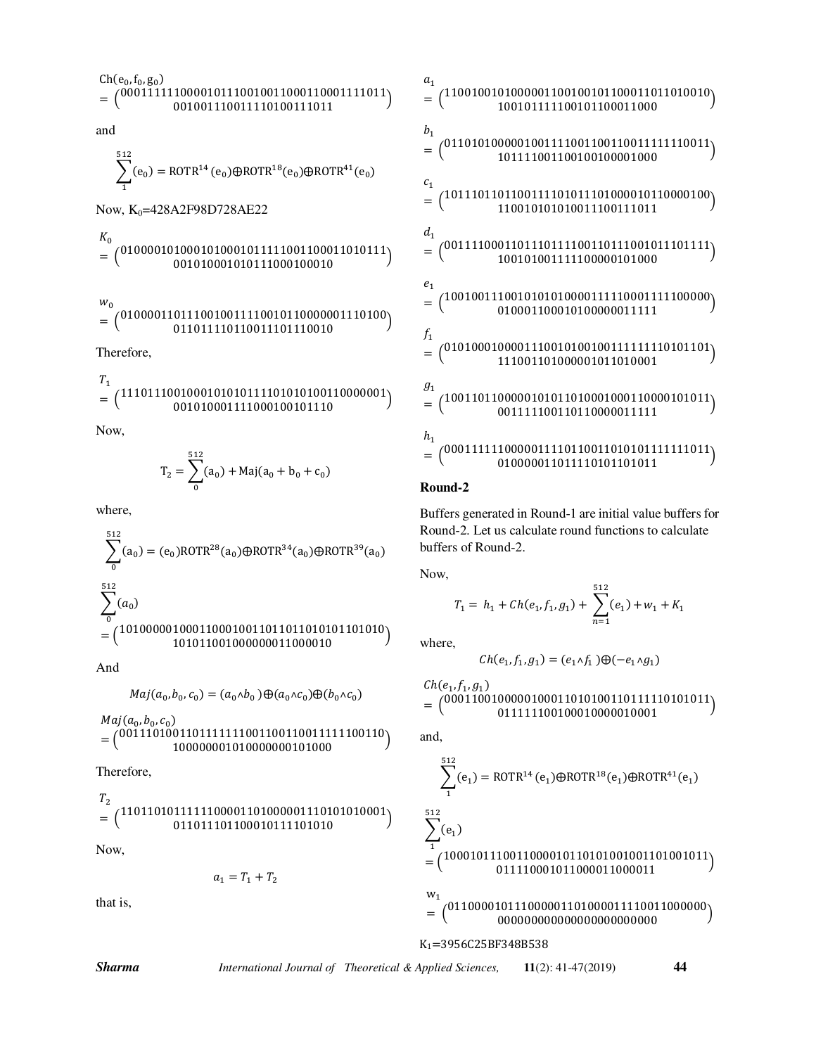$$\mathrm{Ch}(e_0, f_0, g_0) = \begin{pmatrix} 0001111110000101110010011000110001111011 \\ 001001110011110100111011 \end{pmatrix}$$

and

$$\sum_{1}^{512}(e_0) = \mathrm{ROTR}^{14}(e_0) \oplus \mathrm{ROTR}^{18}(e_0) \oplus \mathrm{ROTR}^{41}(e_0)$$

Now, $K_0$=428A2F98D728AE22

$$K_0 = \begin{pmatrix} 0100001010001010001011111001100011010111 \\ 001010001010111000100010 \end{pmatrix}$$

$$w_0 = \begin{pmatrix} 0100001101110010011110010110000001110100 \\ 011011110110011101110010 \end{pmatrix}$$

Therefore,

$$T_1 = \begin{pmatrix} 1110111001000101010111101010100110000001 \\ 001010001111000100101110 \end{pmatrix}$$

Now,

$$\mathrm{T}_2 = \sum_{0}^{512}(a_0) + \mathrm{Maj}(a_0 + b_0 + c_0)$$

where,

$$\sum_{0}^{512}(a_0) = (e_0)\mathrm{ROTR}^{28}(a_0) \oplus \mathrm{ROTR}^{34}(a_0) \oplus \mathrm{ROTR}^{39}(a_0)$$

$$\sum_{0}^{512}(a_0) = \begin{pmatrix} 1010000010001100010011011011010101101010 \\ 101011001000000011000010 \end{pmatrix}$$

And

$$Maj(a_0, b_0, c_0) = (a_0 \wedge b_0) \oplus (a_0 \wedge c_0) \oplus (b_0 \wedge c_0)$$

$$Maj(a_0, b_0, c_0) = \begin{pmatrix} 0011101001101111111001100110011111100110 \\ 100000001010000000101000 \end{pmatrix}$$

Therefore,

$$T_2 = \begin{pmatrix} 1101101011111100001101000001110101010001 \\ 011011101100010111101010 \end{pmatrix}$$

Now,

$$a_1 = T_1 + T_2$$

that is,

$$a_1 = \begin{pmatrix} 1100100101000001100100101100011011010010 \\ 100101111100101100011000 \end{pmatrix}$$

$$b_1 = \begin{pmatrix} 0110101000001001111001100110011111110011 \\ 101111001100100100001000 \end{pmatrix}$$

$$c_1 = \begin{pmatrix} 1011101101100111101011101000010110000100 \\ 110010101010011100111011 \end{pmatrix}$$

$$d_1 = \begin{pmatrix} 0011110001101110111100110111001011101111 \\ 100101001111100000101000 \end{pmatrix}$$

$$e_1 = \begin{pmatrix} 1001001110010101010000111110001111100000 \\ 010001100010100000011111 \end{pmatrix}$$

$$f_1 = \begin{pmatrix} 0101000100001110010100100111111110101101 \\ 111001101000001011010001 \end{pmatrix}$$

$$g_1 = \begin{pmatrix} 1001101100000101011010001000110000101011 \\ 001111100110110000011111 \end{pmatrix}$$

$$h_1 = \begin{pmatrix} 0001111110000011110110011010101111111011 \\ 010000011011110101101011 \end{pmatrix}$$

## Round-2

Buffers generated in Round-1 are initial value buffers for Round-2. Let us calculate round functions to calculate buffers of Round-2.

Now,

$$T_1 = h_1 + Ch(e_1, f_1, g_1) + \sum_{n=1}^{512}(e_1) + w_1 + K_1$$

where,

$$Ch(e_1, f_1, g_1) = (e_1 \wedge f_1) \oplus (-e_1 \wedge g_1)$$

$$Ch(e_1, f_1, g_1) = \begin{pmatrix} 0001100100000100011010100110111110101011 \\ 011111100100010000010001 \end{pmatrix}$$

and,

$$\sum_{1}^{512}(e_1) = \mathrm{ROTR}^{14}(e_1) \oplus \mathrm{ROTR}^{18}(e_1) \oplus \mathrm{ROTR}^{41}(e_1)$$

$$\sum_{1}^{512}(e_1) = \begin{pmatrix} 1000101110011000010110101001001101001011 \\ 011110001011000011000011 \end{pmatrix}$$

$$\mathrm{w}_1 = \begin{pmatrix} 0110000101110000011010000111001100000000 \\ 000000000000000000000000 \end{pmatrix}$$

$K_1$=3956C25BF348B538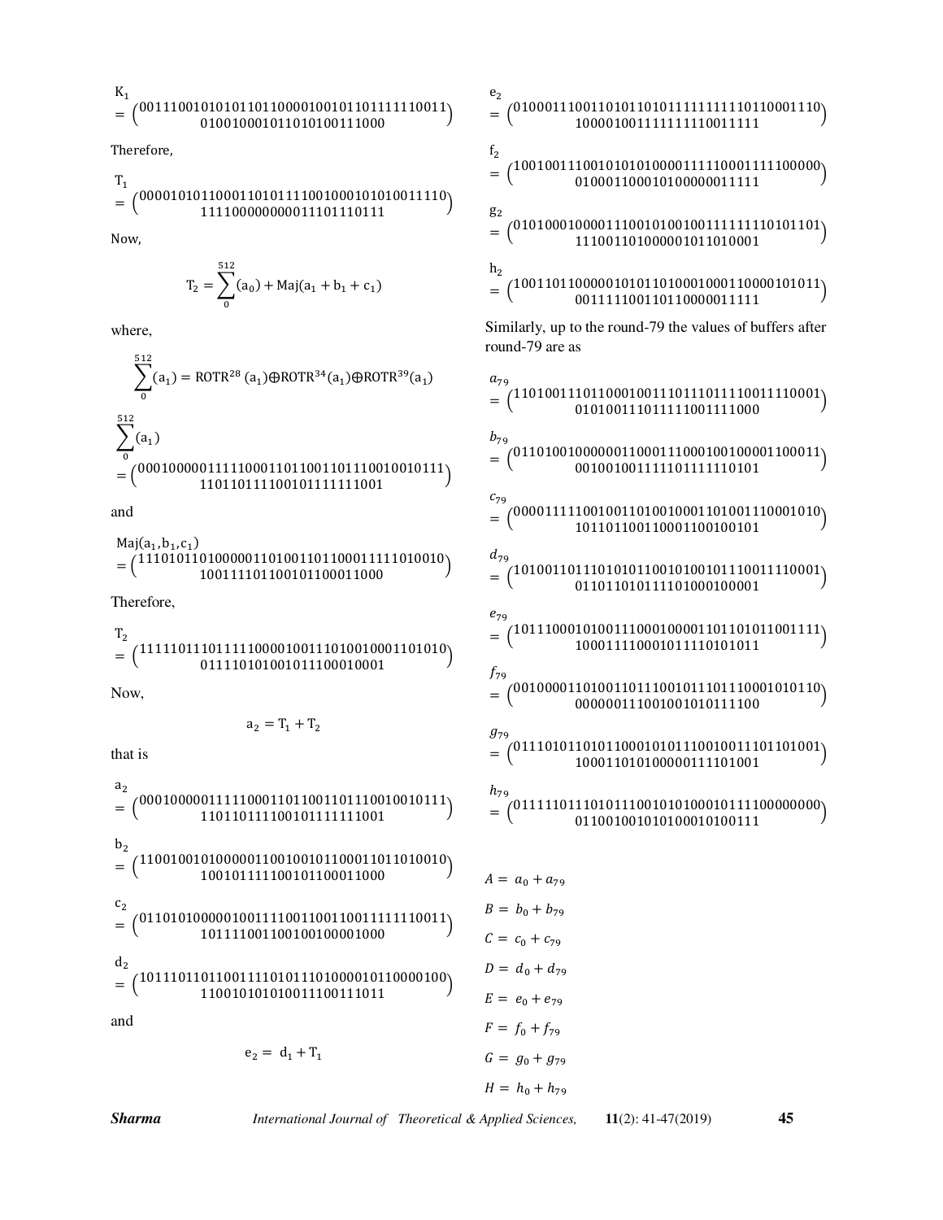$$K_1 = \begin{pmatrix} 0011100101010110110000100101101111110011 \\ 010010001011010100111000 \end{pmatrix}$$

Therefore,

$$T_1 = \begin{pmatrix} 0000101011000110101111001000101010011110 \\ 111100000000011101110111 \end{pmatrix}$$

Now,

$$T_2 = \sum_{0}^{512}(a_0) + \mathrm{Maj}(a_1 + b_1 + c_1)$$

where,

$$\sum_{0}^{512}(a_1) = \mathrm{ROTR}^{28}(a_1) \oplus \mathrm{ROTR}^{34}(a_1) \oplus \mathrm{ROTR}^{39}(a_1)$$

$$\sum_{0}^{512}(a_1) = \begin{pmatrix} 0001000001111100011011001101110010010111 \\ 110110111100101111111001 \end{pmatrix}$$

and

$$\mathrm{Maj}(a_1, b_1, c_1) = \begin{pmatrix} 1110101101000001101001101100011111010010 \\ 100111101100101100011000 \end{pmatrix}$$

Therefore,

$$T_2 = \begin{pmatrix} 1111101110111110000100111010010001101010 \\ 011110101001011100010001 \end{pmatrix}$$

Now,

$$a_2 = T_1 + T_2$$

that is

$$a_2 = \begin{pmatrix} 0001000001111100011011001101110010010111 \\ 110110111100101111111001 \end{pmatrix}$$

$$b_2 = \begin{pmatrix} 1100100101000001100100101100011011010010 \\ 100101111100101100011000 \end{pmatrix}$$

$$c_2 = \begin{pmatrix} 0110101000001001111001100110011111110011 \\ 101111001100100100001000 \end{pmatrix}$$

$$d_2 = \begin{pmatrix} 1011101101100111101011101000010110000100 \\ 110010101010011100111011 \end{pmatrix}$$

and

$$e_2 = d_1 + T_1$$

$$e_2 = \begin{pmatrix} 0100011100110101101011111111110110001110 \\ 100001001111111110011111 \end{pmatrix}$$

$$f_2 = \begin{pmatrix} 1001001110010101010000111110001111100000 \\ 010001100010100000011111 \end{pmatrix}$$

$$g_2 = \begin{pmatrix} 0101000100001110010100100111111110101101 \\ 111001101000001011010001 \end{pmatrix}$$

$$h_2 = \begin{pmatrix} 1001101100000101011010001000110000101011 \\ 001111100110110000011111 \end{pmatrix}$$

Similarly, up to the round-79 the values of buffers after round-79 are as

$$a_{79} = \begin{pmatrix} 1101001110110001001110111011110011110001 \\ 010100111011111001111000 \end{pmatrix}$$

$$b_{79} = \begin{pmatrix} 0110100100000011000110001001000011000011 \\ 001001001111101111110101 \end{pmatrix}$$

$$c_{79} = \begin{pmatrix} 0000111110010011010010001101001110001010 \\ 101101100110001100100101 \end{pmatrix}$$

$$d_{79} = \begin{pmatrix} 1010011011101010110010100101100111110001 \\ 011011010111101000100001 \end{pmatrix}$$

$$e_{79} = \begin{pmatrix} 1011100010100111000100001101101011001111 \\ 100011110001011110101011 \end{pmatrix}$$

$$f_{79} = \begin{pmatrix} 0010000110100110111001011101110001010110 \\ 000000111001001010111100 \end{pmatrix}$$

$$g_{79} = \begin{pmatrix} 0111010110101100010101110010011101101001 \\ 100011010100000111101001 \end{pmatrix}$$

$$h_{79} = \begin{pmatrix} 0111110111010111001010100010111100000000 \\ 011001001010100010100111 \end{pmatrix}$$

$$A = a_0 + a_{79}$$

$$B = b_0 + b_{79}$$

$$C = c_0 + c_{79}$$

$$D = d_0 + d_{79}$$

$$E = e_0 + e_{79}$$

$$F = f_0 + f_{79}$$

$$G = g_0 + g_{79}$$

$$H = h_0 + h_{79}$$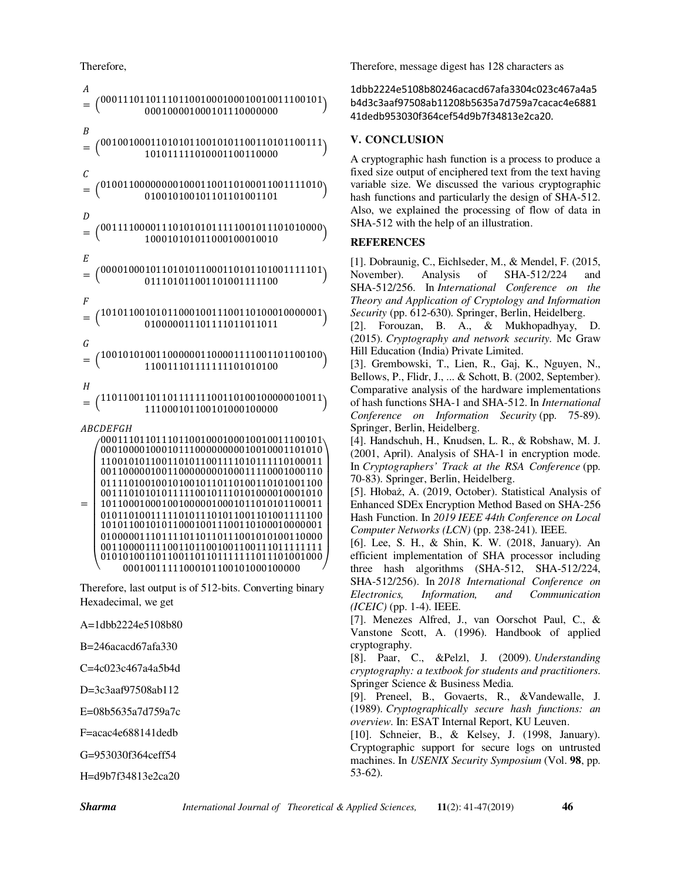Therefore,

$$A = \begin{pmatrix} 0001110110111011001000100010010011100101 \\ 000100001000101110000000 \end{pmatrix}$$

$$B = \begin{pmatrix} 0010010001101010110010101100110101100111 \\ 101011111010001100110000 \end{pmatrix}$$

$$C = \begin{pmatrix} 0100110000000010001100110100011001111010 \\ 010010100101101101001101 \end{pmatrix}$$

$$D = \begin{pmatrix} 0011110000111010101011111001011101010000 \\ 100010101011000100010010 \end{pmatrix}$$

$$E = \begin{pmatrix} 0000100010110101011000110101101001111101 \\ 011101011001101001111100 \end{pmatrix}$$

$$F = \begin{pmatrix} 1010110010101100010011100110100010000001 \\ 010000011101111011011011 \end{pmatrix}$$

$$G = \begin{pmatrix} 1001010100110000001100001111001101100100 \\ 110011101111111101010100 \end{pmatrix}$$

$$H = \begin{pmatrix} 1101100110110111111100110100100000010011 \\ 111000101100101000100000 \end{pmatrix}$$

$$ABCDEFGH = \begin{pmatrix} 0001110110111011001000100010010011100101 \\ 0001000010001011100000000010010001101010 \\ 1100101011001101011001111010111110100011 \\ 0011000001001100000000100011110001000110 \\ 0111101001001010010110110100110101001100 \\ 0011101010101111110010111010100001001010 \\ 1011000100010010000010001011010101100011 \\ 0101101001111101011101011001101001111100 \\ 1010110010101100010011100110100010000001 \\ 0100000111011110110110111001010100110000 \\ 0011000011110011011001001100111011111111 \\ 0101010011011001101101111111011101001000 \\ 000100111110001011001010001000000 \end{pmatrix}$$

Therefore, last output is of 512-bits. Converting binary Hexadecimal, we get

A=1dbb2224e5108b80

B=246acacd67afa330

C=4c023c467a4a5b4d

D=3c3aaf97508ab112

E=08b5635a7d759a7c

F=acac4e688141dedb

G=953030f364ceff54

H=d9b7f34813e2ca20

Therefore, message digest has 128 characters as

1dbb2224e5108b80246acacd67afa3304c023c467a4a5b4d3c3aaf97508ab11208b5635a7d759a7cacac4e688141dedb953030f364cef54d9b7f34813e2ca20.

## V. CONCLUSION

A cryptographic hash function is a process to produce a fixed size output of enciphered text from the text having variable size. We discussed the various cryptographic hash functions and particularly the design of SHA-512. Also, we explained the processing of flow of data in SHA-512 with the help of an illustration.

## REFERENCES

[1]. Dobraunig, C., Eichlseder, M., & Mendel, F. (2015, November). Analysis of SHA-512/224 and SHA-512/256. In *International Conference on the Theory and Application of Cryptology and Information Security* (pp. 612-630). Springer, Berlin, Heidelberg.

[2]. Forouzan, B. A., & Mukhopadhyay, D. (2015). *Cryptography and network security.* Mc Graw Hill Education (India) Private Limited.

[3]. Grembowski, T., Lien, R., Gaj, K., Nguyen, N., Bellows, P., Flidr, J., ... & Schott, B. (2002, September). Comparative analysis of the hardware implementations of hash functions SHA-1 and SHA-512. In *International Conference on Information Security* (pp. 75-89). Springer, Berlin, Heidelberg.

[4]. Handschuh, H., Knudsen, L. R., & Robshaw, M. J. (2001, April). Analysis of SHA-1 in encryption mode. In *Cryptographers' Track at the RSA Conference* (pp. 70-83). Springer, Berlin, Heidelberg.

[5]. Hłobaż, A. (2019, October). Statistical Analysis of Enhanced SDEx Encryption Method Based on SHA-256 Hash Function. In *2019 IEEE 44th Conference on Local Computer Networks (LCN)* (pp. 238-241). IEEE.

[6]. Lee, S. H., & Shin, K. W. (2018, January). An efficient implementation of SHA processor including three hash algorithms (SHA-512, SHA-512/224, SHA-512/256). In *2018 International Conference on Electronics, Information, and Communication (ICEIC)* (pp. 1-4). IEEE.

[7]. Menezes Alfred, J., van Oorschot Paul, C., & Vanstone Scott, A. (1996). Handbook of applied cryptography.

[8]. Paar, C., &Pelzl, J. (2009). *Understanding cryptography: a textbook for students and practitioners.* Springer Science & Business Media.

[9]. Preneel, B., Govaerts, R., &Vandewalle, J. (1989). *Cryptographically secure hash functions: an overview.* In: ESAT Internal Report, KU Leuven.

[10]. Schneier, B., & Kelsey, J. (1998, January). Cryptographic support for secure logs on untrusted machines. In *USENIX Security Symposium* (Vol. **98**, pp. 53-62).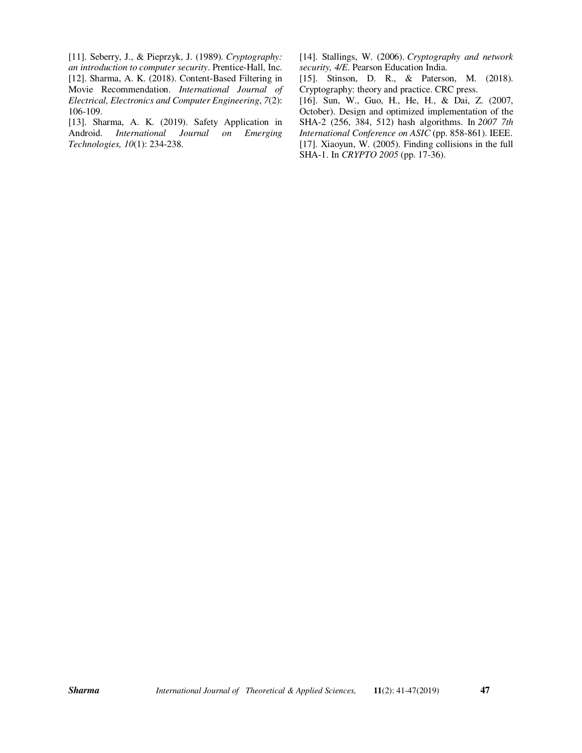[11]. Seberry, J., & Pieprzyk, J. (1989). *Cryptography: an introduction to computer security*. Prentice-Hall, Inc.
[12]. Sharma, A. K. (2018). Content-Based Filtering in Movie Recommendation. *International Journal of Electrical, Electronics and Computer Engineering*, *7*(2): 106-109.
[13]. Sharma, A. K. (2019). Safety Application in Android. *International Journal on Emerging Technologies, 10*(1): 234-238.
[14]. Stallings, W. (2006). *Cryptography and network security, 4/E*. Pearson Education India.
[15]. Stinson, D. R., & Paterson, M. (2018). Cryptography: theory and practice. CRC press.
[16]. Sun, W., Guo, H., He, H., & Dai, Z. (2007, October). Design and optimized implementation of the SHA-2 (256, 384, 512) hash algorithms. In *2007 7th International Conference on ASIC* (pp. 858-861). IEEE.
[17]. Xiaoyun, W. (2005). Finding collisions in the full SHA-1. In *CRYPTO 2005* (pp. 17-36).